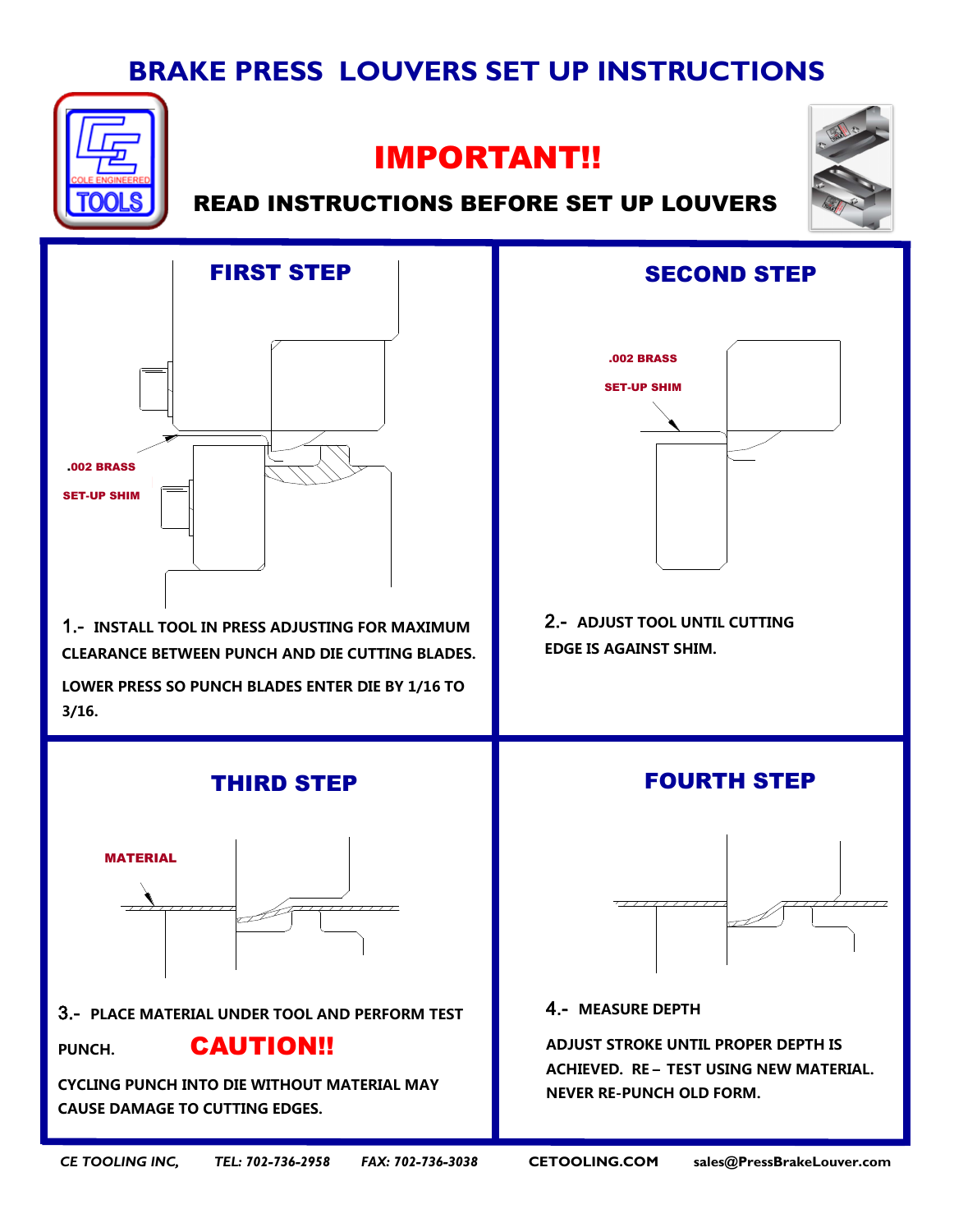# BRAKE PRESS LOUVERS SET UP INSTRUCTIONS

## IMPORTANT!!

**READ INSTRUCTIONS BEFORE SET UP LOUVERS**

### FIRST STEP

.002 BRASS SET-UP SHIM

**1.- INSTALL TOOL IN PRESS ADJUSTING FOR MAXIMUM CLEARANCE BETWEEN PUNCH AND DIE CUTTING BLADES.**

**LOWER PRESS SO PUNCH BLADES ENTER DIE BY 1/16 TO 3/16.**

### SECOND STEP

.002 BRASS SET-UP SHIM

**2.- ADJUST TOOL UNTIL CUTTING EDGE IS AGAINST SHIM.**

### THIRD STEP

MATERIAL

**3.- PLACE MATERIAL UNDER TOOL AND PERFORM TEST PUNCH.**

**CAUTION!!**

**CYCLING PUNCH INTO DIE WITHOUT MATERIAL MAY CAUSE DAMAGE TO CUTTING EDGES.**

### FOURTH STEP

**4.- MEASURE DEPTH**

**ADJUST STROKE UNTIL PROPER DEPTH IS ACHIEVED. RE – TEST USING NEW MATERIAL. NEVER RE-PUNCH OLD FORM.**

*CE TOOLING INC,* *TEL: 702-736-2958* *FAX: 702-736-3038* **CETOOLING.COM** **sales@PressBrakeLouver.com**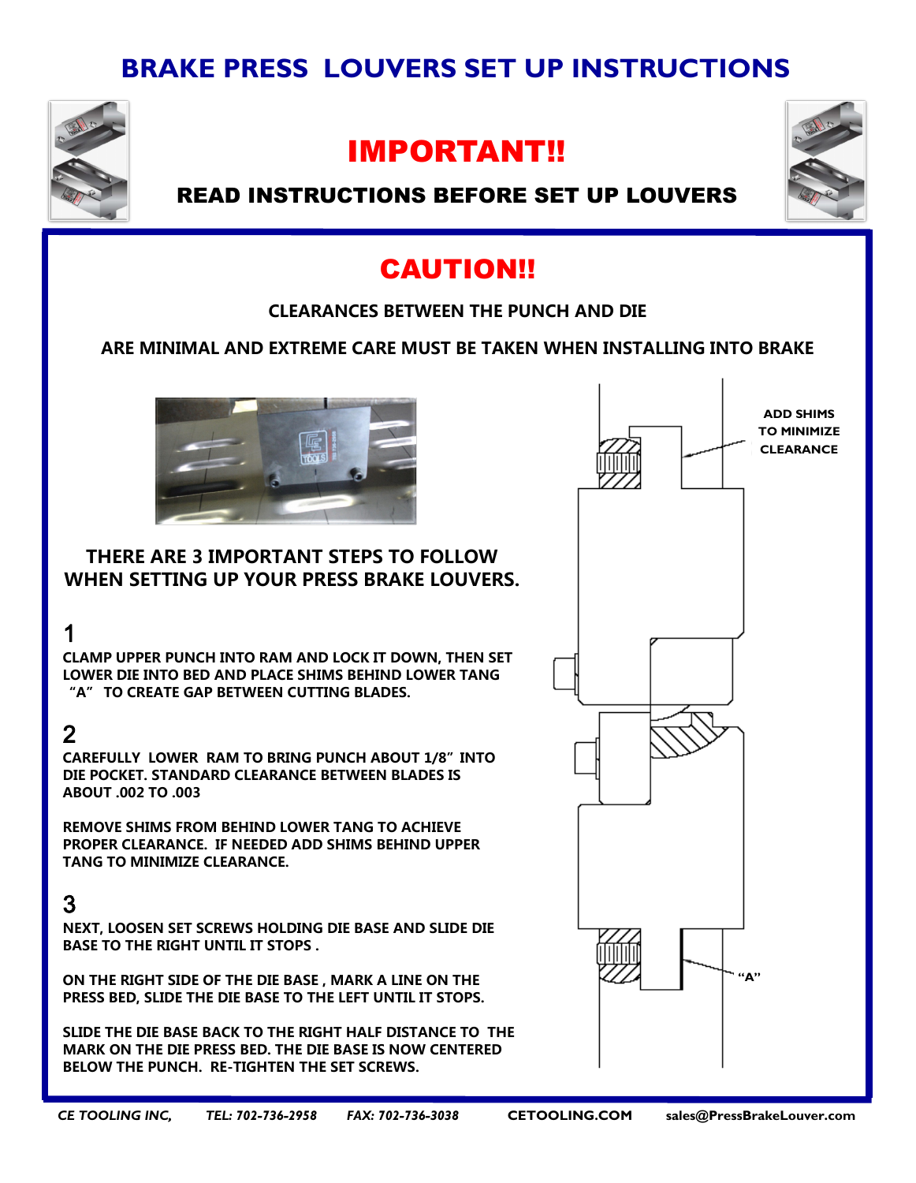# BRAKE PRESS LOUVERS SET UP INSTRUCTIONS

## IMPORTANT!!

### READ INSTRUCTIONS BEFORE SET UP LOUVERS

## CAUTION!!

**CLEARANCES BETWEEN THE PUNCH AND DIE**

**ARE MINIMAL AND EXTREME CARE MUST BE TAKEN WHEN INSTALLING INTO BRAKE**

### THERE ARE 3 IMPORTANT STEPS TO FOLLOW WHEN SETTING UP YOUR PRESS BRAKE LOUVERS.

### 1

**CLAMP UPPER PUNCH INTO RAM AND LOCK IT DOWN, THEN SET LOWER DIE INTO BED AND PLACE SHIMS BEHIND LOWER TANG "A" TO CREATE GAP BETWEEN CUTTING BLADES.**

### 2

**CAREFULLY LOWER RAM TO BRING PUNCH ABOUT 1/8" INTO DIE POCKET. STANDARD CLEARANCE BETWEEN BLADES IS ABOUT .002 TO .003**

**REMOVE SHIMS FROM BEHIND LOWER TANG TO ACHIEVE PROPER CLEARANCE. IF NEEDED ADD SHIMS BEHIND UPPER TANG TO MINIMIZE CLEARANCE.**

### 3

**NEXT, LOOSEN SET SCREWS HOLDING DIE BASE AND SLIDE DIE BASE TO THE RIGHT UNTIL IT STOPS .**

**ON THE RIGHT SIDE OF THE DIE BASE , MARK A LINE ON THE PRESS BED, SLIDE THE DIE BASE TO THE LEFT UNTIL IT STOPS.**

**SLIDE THE DIE BASE BACK TO THE RIGHT HALF DISTANCE TO THE MARK ON THE DIE PRESS BED. THE DIE BASE IS NOW CENTERED BELOW THE PUNCH. RE-TIGHTEN THE SET SCREWS.**

ADD SHIMS TO MINIMIZE CLEARANCE

"A"

*CE TOOLING INC,* *TEL: 702-736-2958* *FAX: 702-736-3038* **CETOOLING.COM** **sales@PressBrakeLouver.com**